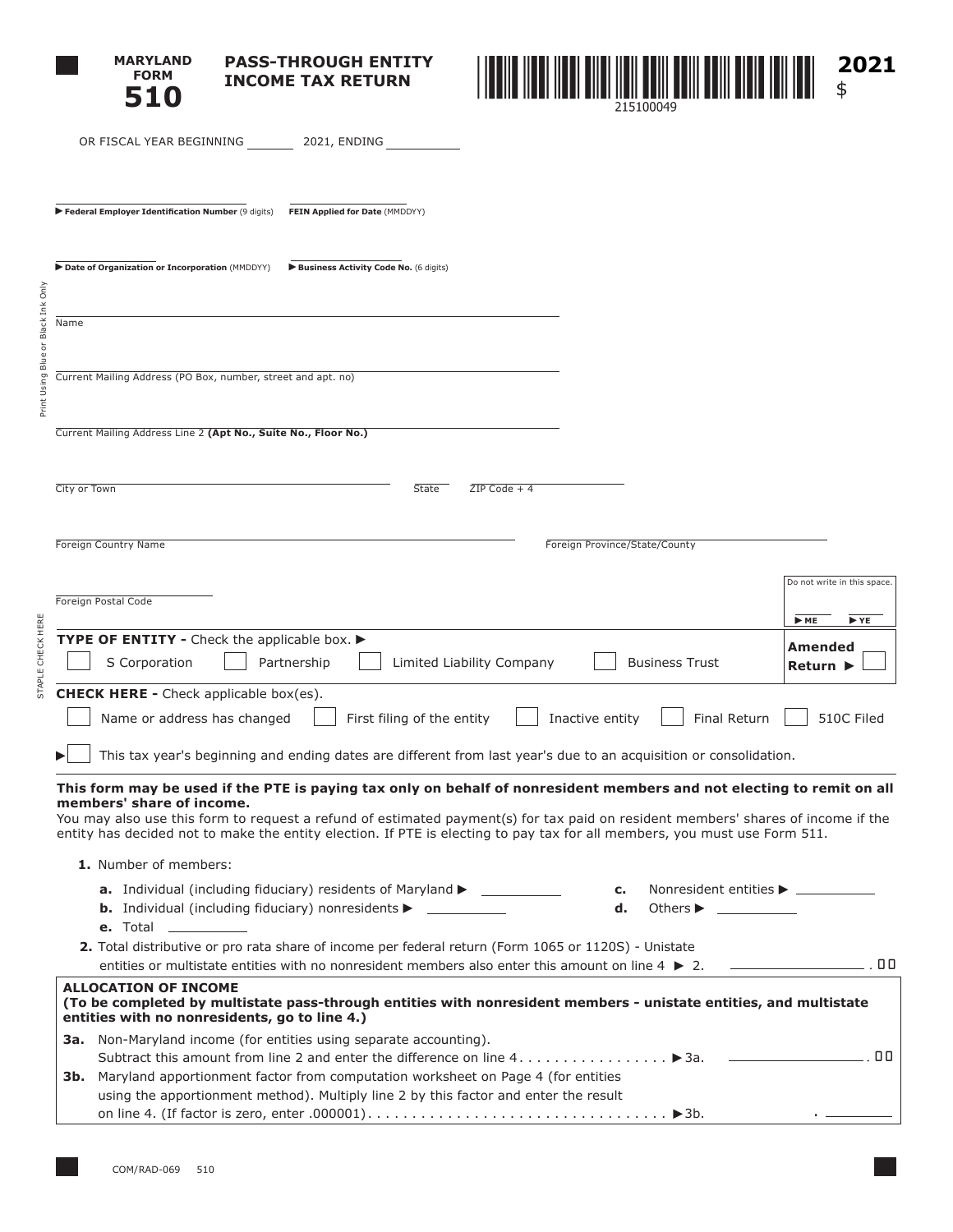# MARYLAND FORM 510

## PASS-THROUGH ENTITY INCOME TAX RETURN

215100049

**2021**

$

OR FISCAL YEAR BEGINNING _______ 2021, ENDING __________

▶ **Federal Employer Identification Number** (9 digits) **FEIN Applied for Date** (MMDDYY)

▶ **Date of Organization or Incorporation** (MMDDYY) ▶ **Business Activity Code No.** (6 digits)

Print Using Blue or Black Ink Only

Name

Current Mailing Address (PO Box, number, street and apt. no)

Current Mailing Address Line 2 **(Apt No., Suite No., Floor No.)**

City or Town | State | ZIP Code + 4

Foreign Country Name | Foreign Province/State/County

Foreign Postal Code

Do not write in this space. ▶ ME ▶ YE

STAPLE CHECK HERE

**TYPE OF ENTITY -** Check the applicable box. ▶

☐ S Corporation ☐ Partnership ☐ Limited Liability Company ☐ Business Trust

**Amended Return ▶** ☐

**CHECK HERE -** Check applicable box(es).

☐ Name or address has changed ☐ First filing of the entity ☐ Inactive entity ☐ Final Return ☐ 510C Filed

▶ ☐ This tax year's beginning and ending dates are different from last year's due to an acquisition or consolidation.

**This form may be used if the PTE is paying tax only on behalf of nonresident members and not electing to remit on all members' share of income.**
You may also use this form to request a refund of estimated payment(s) for tax paid on resident members' shares of income if the entity has decided not to make the entity election. If PTE is electing to pay tax for all members, you must use Form 511.

**1.** Number of members:

- **a.** Individual (including fiduciary) residents of Maryland ▶ __________
- **b.** Individual (including fiduciary) nonresidents ▶ __________
- **c.** Nonresident entities ▶ __________
- **d.** Others ▶ __________
- **e.** Total __________

**2.** Total distributive or pro rata share of income per federal return (Form 1065 or 1120S) - Unistate entities or multistate entities with no nonresident members also enter this amount on line 4 ▶ 2. __________ .00

**ALLOCATION OF INCOME**
**(To be completed by multistate pass-through entities with nonresident members - unistate entities, and multistate entities with no nonresidents, go to line 4.)**

**3a.** Non-Maryland income (for entities using separate accounting). Subtract this amount from line 2 and enter the difference on line 4. . . . . . . . . . . . . . . . . ▶3a. __________ .00

**3b.** Maryland apportionment factor from computation worksheet on Page 4 (for entities using the apportionment method). Multiply line 2 by this factor and enter the result on line 4. (If factor is zero, enter .000001). . . . . . . . . . . . . . . . . . . . . . . . . . . . . . . . . ▶3b. . __________

COM/RAD-069 510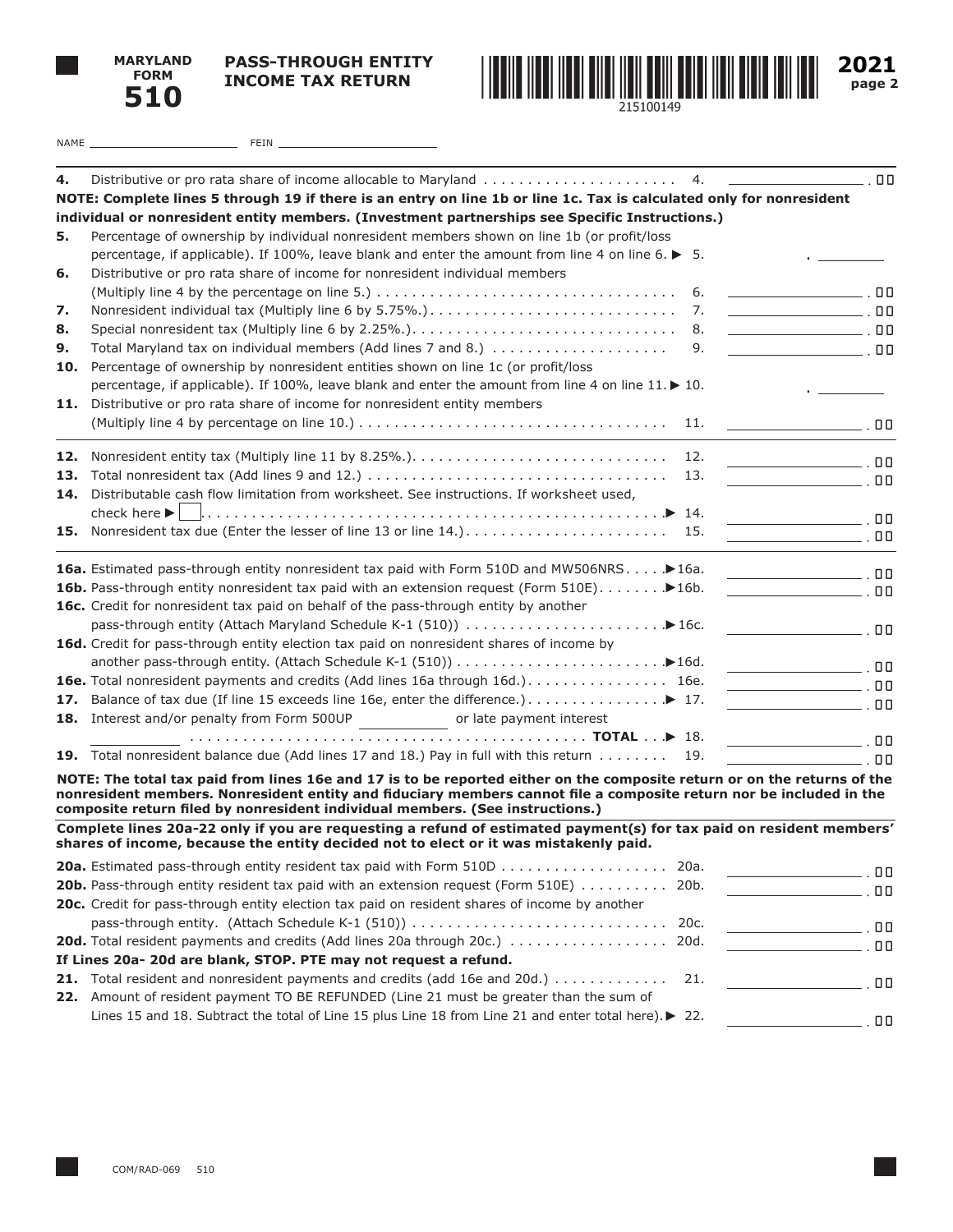**MARYLAND FORM 510**

**PASS-THROUGH ENTITY INCOME TAX RETURN**

**2021**

215100149

NAME ______________________ FEIN ______________________

**4.** Distributive or pro rata share of income allocable to Maryland . . . . . . . . . . 4. ______ .00

**NOTE: Complete lines 5 through 19 if there is an entry on line 1b or line 1c. Tax is calculated only for nonresident individual or nonresident entity members. (Investment partnerships see Specific Instructions.)**

**5.** Percentage of ownership by individual nonresident members shown on line 1b (or profit/loss percentage, if applicable). If 100%, leave blank and enter the amount from line 4 on line 6. ▶ 5. ______

**6.** Distributive or pro rata share of income for nonresident individual members (Multiply line 4 by the percentage on line 5.) . . . . . . . . . . 6. ______ .00

**7.** Nonresident individual tax (Multiply line 6 by 5.75%.) . . . . . . . . . . 7. ______ .00

**8.** Special nonresident tax (Multiply line 6 by 2.25%.) . . . . . . . . . . 8. ______ .00

**9.** Total Maryland tax on individual members (Add lines 7 and 8.) . . . . . . . . . . 9. ______ .00

**10.** Percentage of ownership by nonresident entities shown on line 1c (or profit/loss percentage, if applicable). If 100%, leave blank and enter the amount from line 4 on line 11. ▶ 10. ______

**11.** Distributive or pro rata share of income for nonresident entity members (Multiply line 4 by percentage on line 10.) . . . . . . . . . . 11. ______ .00

**12.** Nonresident entity tax (Multiply line 11 by 8.25%.) . . . . . . . . . . 12. ______ .00

**13.** Total nonresident tax (Add lines 9 and 12.) . . . . . . . . . . 13. ______ .00

**14.** Distributable cash flow limitation from worksheet. See instructions. If worksheet used, check here ▶ ☐ . . . . . . . . . . ▶ 14. ______ .00

**15.** Nonresident tax due (Enter the lesser of line 13 or line 14.) . . . . . . . . . . 15. ______ .00

**16a.** Estimated pass-through entity nonresident tax paid with Form 510D and MW506NRS . . . . ▶16a. ______ .00

**16b.** Pass-through entity nonresident tax paid with an extension request (Form 510E) . . . . . . ▶16b. ______ .00

**16c.** Credit for nonresident tax paid on behalf of the pass-through entity by another pass-through entity (Attach Maryland Schedule K-1 (510)) . . . . . . . . . . ▶16c. ______ .00

**16d.** Credit for pass-through entity election tax paid on nonresident shares of income by another pass-through entity. (Attach Schedule K-1 (510)) . . . . . . . . . . ▶16d. ______ .00

**16e.** Total nonresident payments and credits (Add lines 16a through 16d.) . . . . . . . . . . 16e. ______ .00

**17.** Balance of tax due (If line 15 exceeds line 16e, enter the difference.) . . . . . . . . . . ▶ 17. ______ .00

**18.** Interest and/or penalty from Form 500UP __________ or late payment interest __________ . . . . . . . . . . **TOTAL** . . . ▶ 18. ______ .00

**19.** Total nonresident balance due (Add lines 17 and 18.) Pay in full with this return . . . . . . . . 19. ______ .00

**NOTE: The total tax paid from lines 16e and 17 is to be reported either on the composite return or on the returns of the nonresident members. Nonresident entity and fiduciary members cannot file a composite return nor be included in the composite return filed by nonresident individual members. (See instructions.)**

**Complete lines 20a-22 only if you are requesting a refund of estimated payment(s) for tax paid on resident members' shares of income, because the entity decided not to elect or it was mistakenly paid.**

**20a.** Estimated pass-through entity resident tax paid with Form 510D . . . . . . . . . . 20a. ______ .00

**20b.** Pass-through entity resident tax paid with an extension request (Form 510E) . . . . . . . . . . 20b. ______ .00

**20c.** Credit for pass-through entity election tax paid on resident shares of income by another pass-through entity. (Attach Schedule K-1 (510)) . . . . . . . . . . 20c. ______ .00

**20d.** Total resident payments and credits (Add lines 20a through 20c.) . . . . . . . . . . 20d. ______ .00

**If Lines 20a- 20d are blank, STOP. PTE may not request a refund.**

**21.** Total resident and nonresident payments and credits (add 16e and 20d.) . . . . . . . . . . 21. ______ .00

**22.** Amount of resident payment TO BE REFUNDED (Line 21 must be greater than the sum of Lines 15 and 18. Subtract the total of Line 15 plus Line 18 from Line 21 and enter total here). ▶ 22. ______ .00

COM/RAD-069 510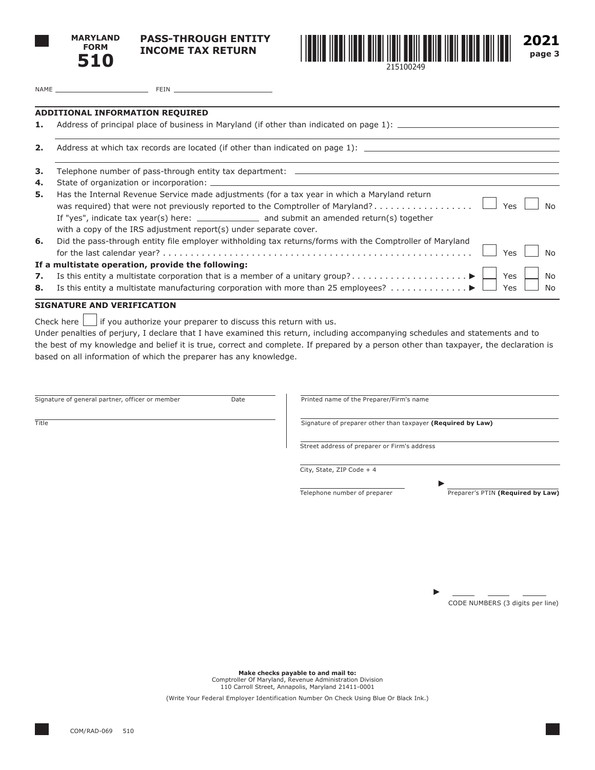MARYLAND FORM **510**

# PASS-THROUGH ENTITY INCOME TAX RETURN

215100249

**2021**

NAME ______________________ FEIN ______________________

## ADDITIONAL INFORMATION REQUIRED

**1.** Address of principal place of business in Maryland (if other than indicated on page 1): ______________________

**2.** Address at which tax records are located (if other than indicated on page 1): ______________________

**3.** Telephone number of pass-through entity tax department: ______________________

**4.** State of organization or incorporation: ______________________

**5.** Has the Internal Revenue Service made adjustments (for a tax year in which a Maryland return was required) that were not previously reported to the Comptroller of Maryland? . . . . . . . . . . . . . . . . . . ☐ Yes ☐ No
If "yes", indicate tax year(s) here: ____________ and submit an amended return(s) together with a copy of the IRS adjustment report(s) under separate cover.

**6.** Did the pass-through entity file employer withholding tax returns/forms with the Comptroller of Maryland for the last calendar year? . . . . . . . . . . . . . . . . . . . . . . . . . . . . . . . . . . . . . . . . . . . . . . . . . . . . ☐ Yes ☐ No

**If a multistate operation, provide the following:**

**7.** Is this entity a multistate corporation that is a member of a unitary group? . . . . . . . . . . . . . . . . . . . . ▶ ☐ Yes ☐ No

**8.** Is this entity a multistate manufacturing corporation with more than 25 employees? . . . . . . . . . . . . . ▶ ☐ Yes ☐ No

## SIGNATURE AND VERIFICATION

Check here ☐ if you authorize your preparer to discuss this return with us.

Under penalties of perjury, I declare that I have examined this return, including accompanying schedules and statements and to the best of my knowledge and belief it is true, correct and complete. If prepared by a person other than taxpayer, the declaration is based on all information of which the preparer has any knowledge.

______________________________ ________
Signature of general partner, officer or member Date

______________________________
Title

______________________________
Printed name of the Preparer/Firm's name

______________________________
Signature of preparer other than taxpayer **(Required by Law)**

______________________________
Street address of preparer or Firm's address

______________________________
City, State, ZIP Code + 4

______________________ ▶ ______________________
Telephone number of preparer Preparer's PTIN **(Required by Law)**

▶ _____ _____ _____
CODE NUMBERS (3 digits per line)

**Make checks payable to and mail to:**
Comptroller Of Maryland, Revenue Administration Division
110 Carroll Street, Annapolis, Maryland 21411-0001

(Write Your Federal Employer Identification Number On Check Using Blue Or Black Ink.)

COM/RAD-069 510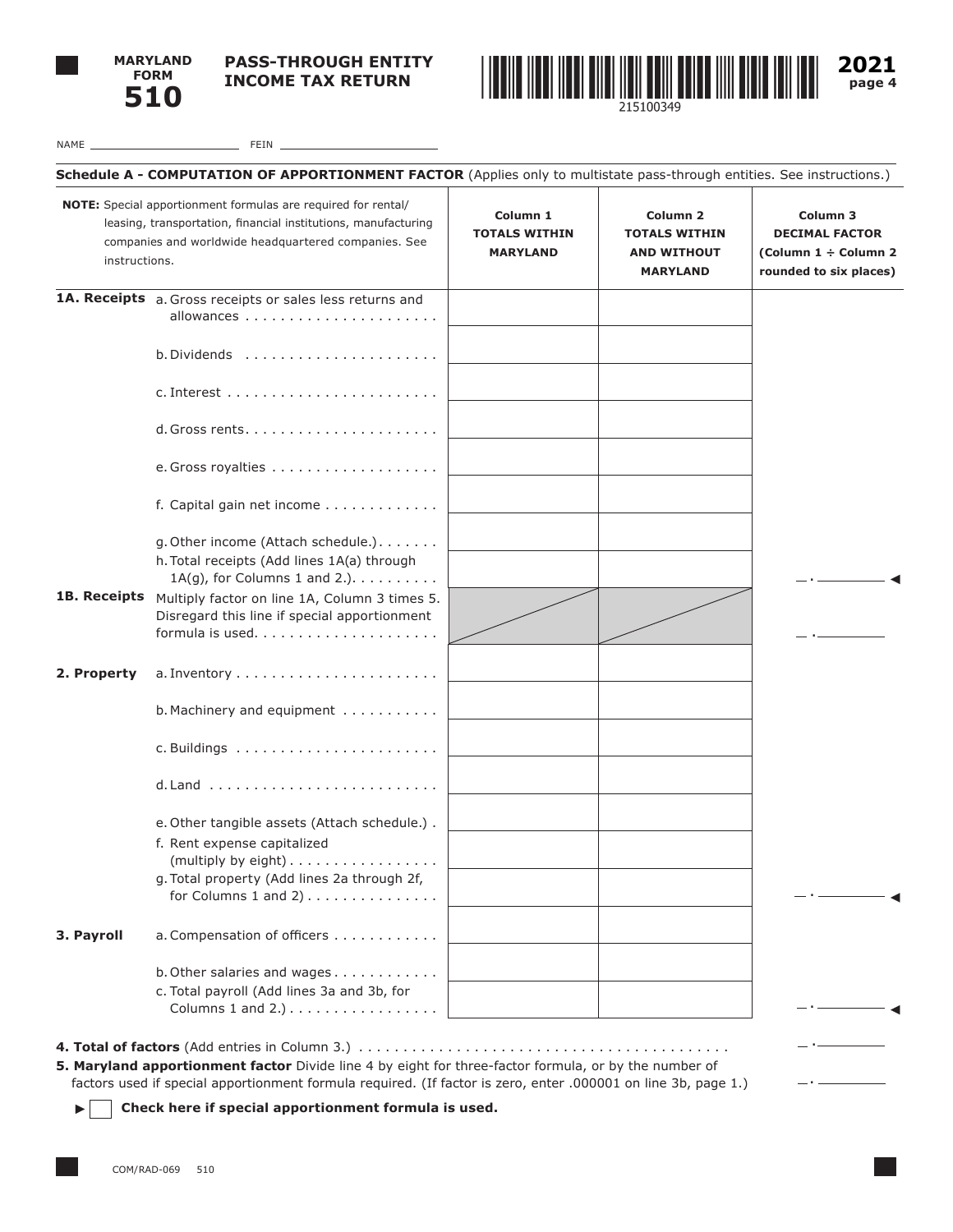MARYLAND FORM **510**

**PASS-THROUGH ENTITY INCOME TAX RETURN**

215100349

**2021**

NAME ______________________ FEIN ______________________

## Schedule A - COMPUTATION OF APPORTIONMENT FACTOR (Applies only to multistate pass-through entities. See instructions.)

**NOTE:** Special apportionment formulas are required for rental/leasing, transportation, financial institutions, manufacturing companies and worldwide headquartered companies. See instructions.

| | | Column 1 TOTALS WITHIN MARYLAND | Column 2 TOTALS WITHIN AND WITHOUT MARYLAND | Column 3 DECIMAL FACTOR (Column 1 ÷ Column 2 rounded to six places) |
|---|---|---|---|---|
| **1A. Receipts** | a. Gross receipts or sales less returns and allowances | | | |
| | b. Dividends | | | |
| | c. Interest | | | |
| | d. Gross rents | | | |
| | e. Gross royalties | | | |
| | f. Capital gain net income | | | |
| | g. Other income (Attach schedule.) | | | |
| | h. Total receipts (Add lines 1A(a) through 1A(g), for Columns 1 and 2.) | | | _ . ______ ◄ |
| **1B. Receipts** | Multiply factor on line 1A, Column 3 times 5. Disregard this line if special apportionment formula is used. | | | _ . ______ |
| **2. Property** | a. Inventory | | | |
| | b. Machinery and equipment | | | |
| | c. Buildings | | | |
| | d. Land | | | |
| | e. Other tangible assets (Attach schedule.) | | | |
| | f. Rent expense capitalized (multiply by eight) | | | |
| | g. Total property (Add lines 2a through 2f, for Columns 1 and 2) | | | _ . ______ ◄ |
| **3. Payroll** | a. Compensation of officers | | | |
| | b. Other salaries and wages | | | |
| | c. Total payroll (Add lines 3a and 3b, for Columns 1 and 2.) | | | _ . ______ ◄ |

**4. Total of factors** (Add entries in Column 3.) .......... _ . ______

**5. Maryland apportionment factor** Divide line 4 by eight for three-factor formula, or by the number of factors used if special apportionment formula required. (If factor is zero, enter .000001 on line 3b, page 1.) .......... _ . ______

► ☐ **Check here if special apportionment formula is used.**

COM/RAD-069 510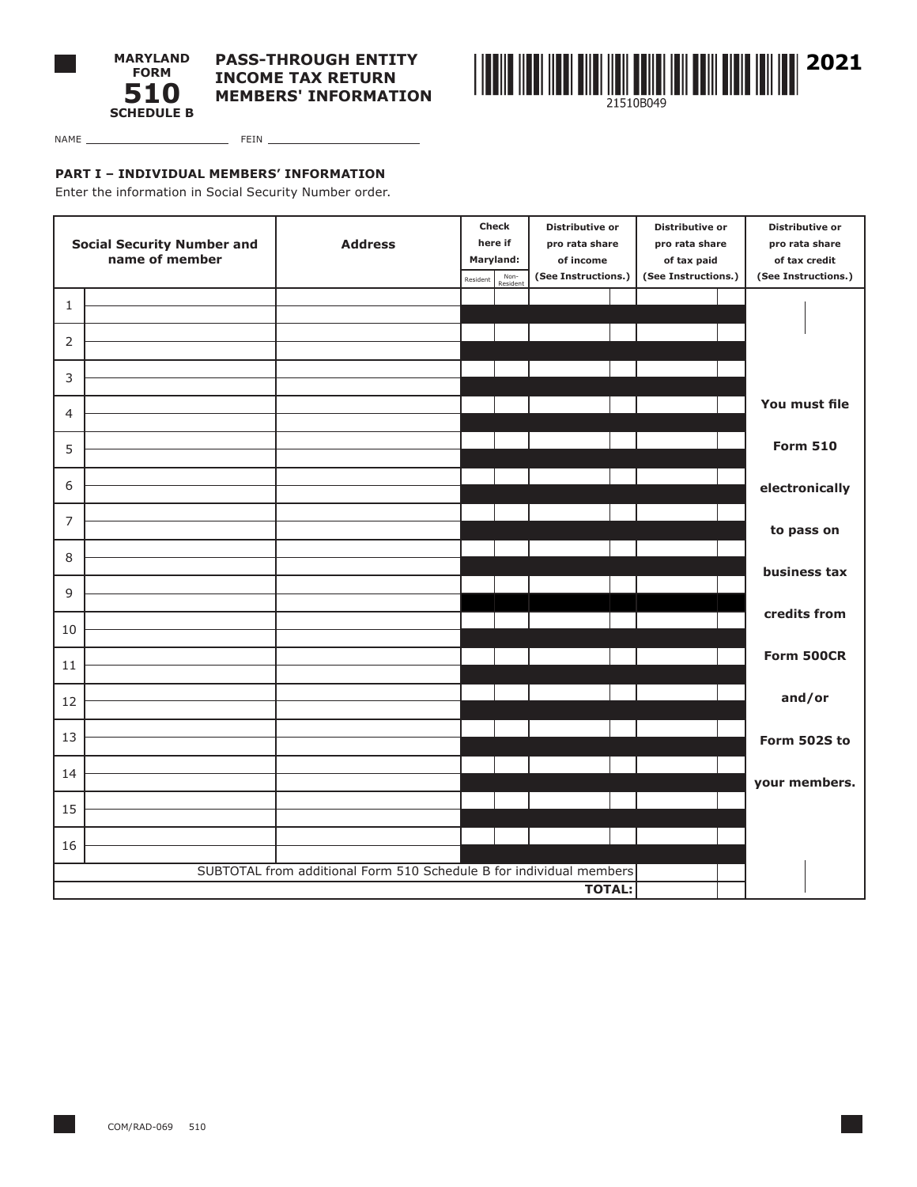# MARYLAND FORM 510 SCHEDULE B

## PASS-THROUGH ENTITY INCOME TAX RETURN MEMBERS' INFORMATION

21510B049

**2021**

NAME ______________________ FEIN ______________________

### PART I – INDIVIDUAL MEMBERS' INFORMATION

Enter the information in Social Security Number order.

| | Social Security Number and name of member | Address | Check here if Maryland: Resident | Non-Resident | Distributive or pro rata share of income (See Instructions.) | Distributive or pro rata share of tax paid (See Instructions.) | Distributive or pro rata share of tax credit (See Instructions.) |
|---|---|---|---|---|---|---|---|
| 1 | | | | | | | You must file Form 510 electronically to pass on business tax credits from Form 500CR and/or Form 502S to your members. |
| 2 | | | | | | | |
| 3 | | | | | | | |
| 4 | | | | | | | |
| 5 | | | | | | | |
| 6 | | | | | | | |
| 7 | | | | | | | |
| 8 | | | | | | | |
| 9 | | | | | | | |
| 10 | | | | | | | |
| 11 | | | | | | | |
| 12 | | | | | | | |
| 13 | | | | | | | |
| 14 | | | | | | | |
| 15 | | | | | | | |
| 16 | | | | | | | |
| SUBTOTAL from additional Form 510 Schedule B for individual members | | | | | | | |
| **TOTAL:** | | | | | | | |

COM/RAD-069 510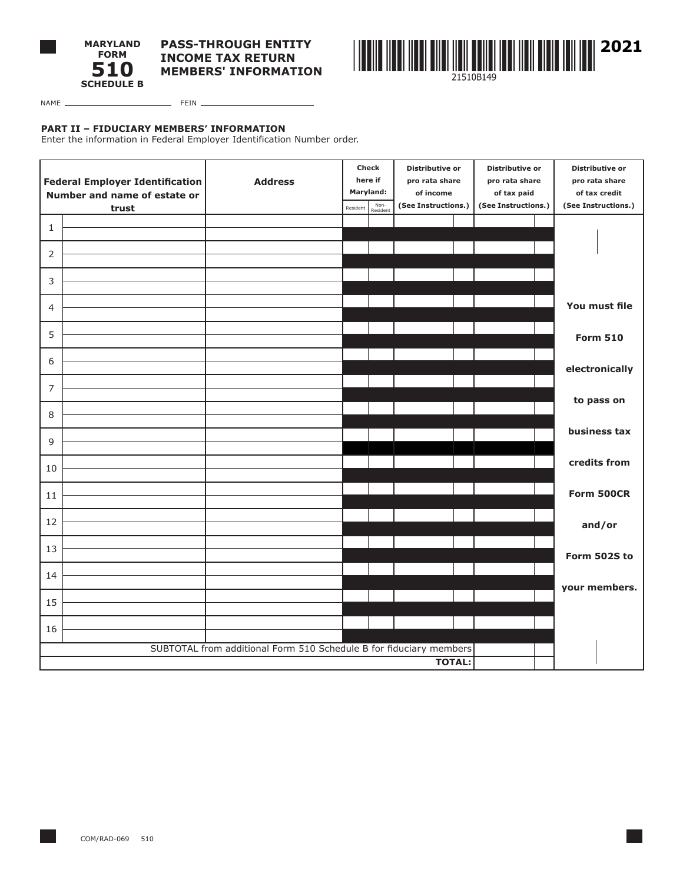**MARYLAND FORM 510 SCHEDULE B**

# PASS-THROUGH ENTITY INCOME TAX RETURN MEMBERS' INFORMATION

21510B149

**2021**

NAME ______________________ FEIN ______________________

## PART II – FIDUCIARY MEMBERS' INFORMATION

Enter the information in Federal Employer Identification Number order.

| | Federal Employer Identification Number and name of estate or trust | Address | Check here if Maryland: Resident | Check here if Maryland: Non-Resident | Distributive or pro rata share of income (See Instructions.) | Distributive or pro rata share of tax paid (See Instructions.) | Distributive or pro rata share of tax credit (See Instructions.) |
|---|---|---|---|---|---|---|---|
| 1 | | | | | | | You must file Form 510 electronically to pass on business tax credits from Form 500CR and/or Form 502S to your members. |
| 2 | | | | | | | |
| 3 | | | | | | | |
| 4 | | | | | | | |
| 5 | | | | | | | |
| 6 | | | | | | | |
| 7 | | | | | | | |
| 8 | | | | | | | |
| 9 | | | | | | | |
| 10 | | | | | | | |
| 11 | | | | | | | |
| 12 | | | | | | | |
| 13 | | | | | | | |
| 14 | | | | | | | |
| 15 | | | | | | | |
| 16 | | | | | | | |
| SUBTOTAL from additional Form 510 Schedule B for fiduciary members | | | | | | | |
| **TOTAL:** | | | | | | | |

COM/RAD-069 510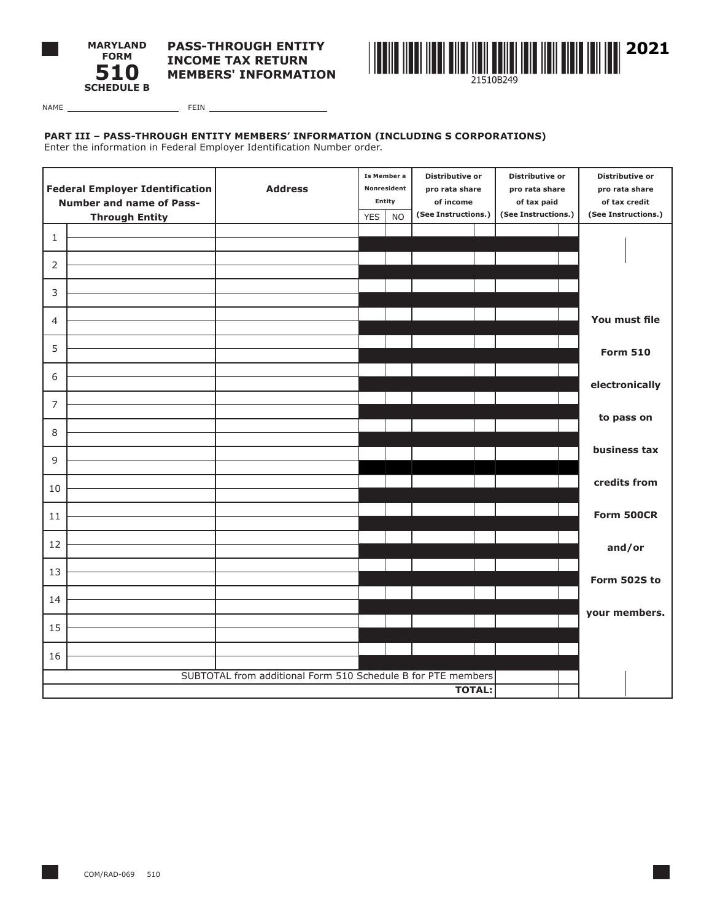**MARYLAND FORM 510 SCHEDULE B**

# PASS-THROUGH ENTITY INCOME TAX RETURN MEMBERS' INFORMATION

**2021**

21510B249

NAME ______________________ FEIN ______________________

## PART III – PASS-THROUGH ENTITY MEMBERS' INFORMATION (INCLUDING S CORPORATIONS)

Enter the information in Federal Employer Identification Number order.

| | Federal Employer Identification Number and name of Pass-Through Entity | Address | Is Member a Nonresident Entity | | Distributive or pro rata share of income (See Instructions.) | Distributive or pro rata share of tax paid (See Instructions.) | Distributive or pro rata share of tax credit (See Instructions.) |
|---|---|---|---|---|---|---|---|
| | | | YES | NO | | | |
| 1 | | | | | | | You must file Form 510 electronically to pass on business tax credits from Form 500CR and/or Form 502S to your members. |
| 2 | | | | | | | |
| 3 | | | | | | | |
| 4 | | | | | | | |
| 5 | | | | | | | |
| 6 | | | | | | | |
| 7 | | | | | | | |
| 8 | | | | | | | |
| 9 | | | | | | | |
| 10 | | | | | | | |
| 11 | | | | | | | |
| 12 | | | | | | | |
| 13 | | | | | | | |
| 14 | | | | | | | |
| 15 | | | | | | | |
| 16 | | | | | | | |
| SUBTOTAL from additional Form 510 Schedule B for PTE members | | | | | | | |
| **TOTAL:** | | | | | | | |

COM/RAD-069 510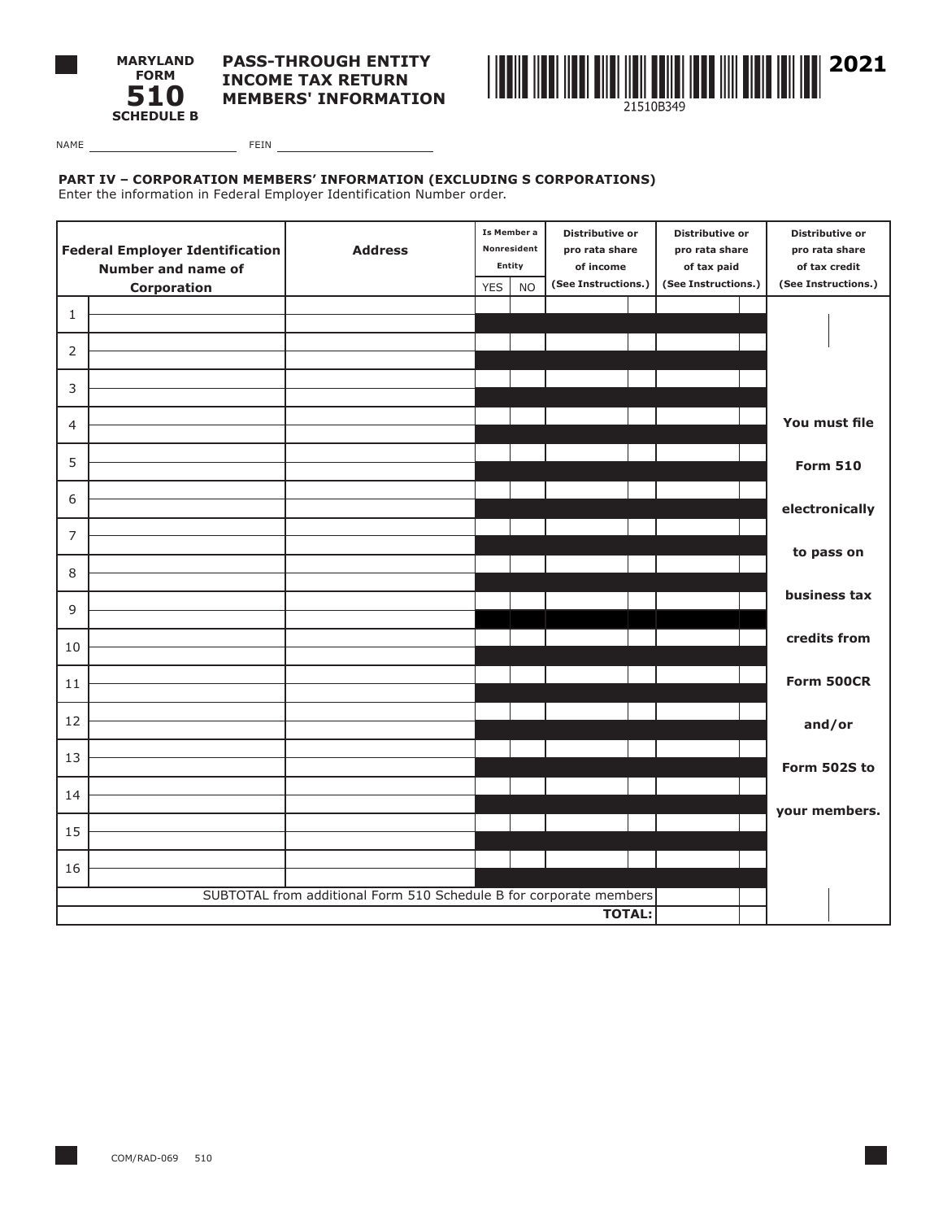**MARYLAND FORM 510 SCHEDULE B**

# PASS-THROUGH ENTITY INCOME TAX RETURN MEMBERS' INFORMATION

21510B349

2021

NAME ____________________ FEIN ____________________

## PART IV – CORPORATION MEMBERS' INFORMATION (EXCLUDING S CORPORATIONS)

Enter the information in Federal Employer Identification Number order.

| | Federal Employer Identification Number and name of Corporation | Address | Is Member a Nonresident Entity | | Distributive or pro rata share of income (See Instructions.) | Distributive or pro rata share of tax paid (See Instructions.) | Distributive or pro rata share of tax credit (See Instructions.) |
|---|---|---|---|---|---|---|---|
| | | | YES | NO | | | |
| 1 | | | | | | | You must file Form 510 electronically to pass on business tax credits from Form 500CR and/or Form 502S to your members. |
| 2 | | | | | | | |
| 3 | | | | | | | |
| 4 | | | | | | | |
| 5 | | | | | | | |
| 6 | | | | | | | |
| 7 | | | | | | | |
| 8 | | | | | | | |
| 9 | | | | | | | |
| 10 | | | | | | | |
| 11 | | | | | | | |
| 12 | | | | | | | |
| 13 | | | | | | | |
| 14 | | | | | | | |
| 15 | | | | | | | |
| 16 | | | | | | | |
| SUBTOTAL from additional Form 510 Schedule B for corporate members | | | | | | | |
| TOTAL: | | | | | | | |

COM/RAD-069 510